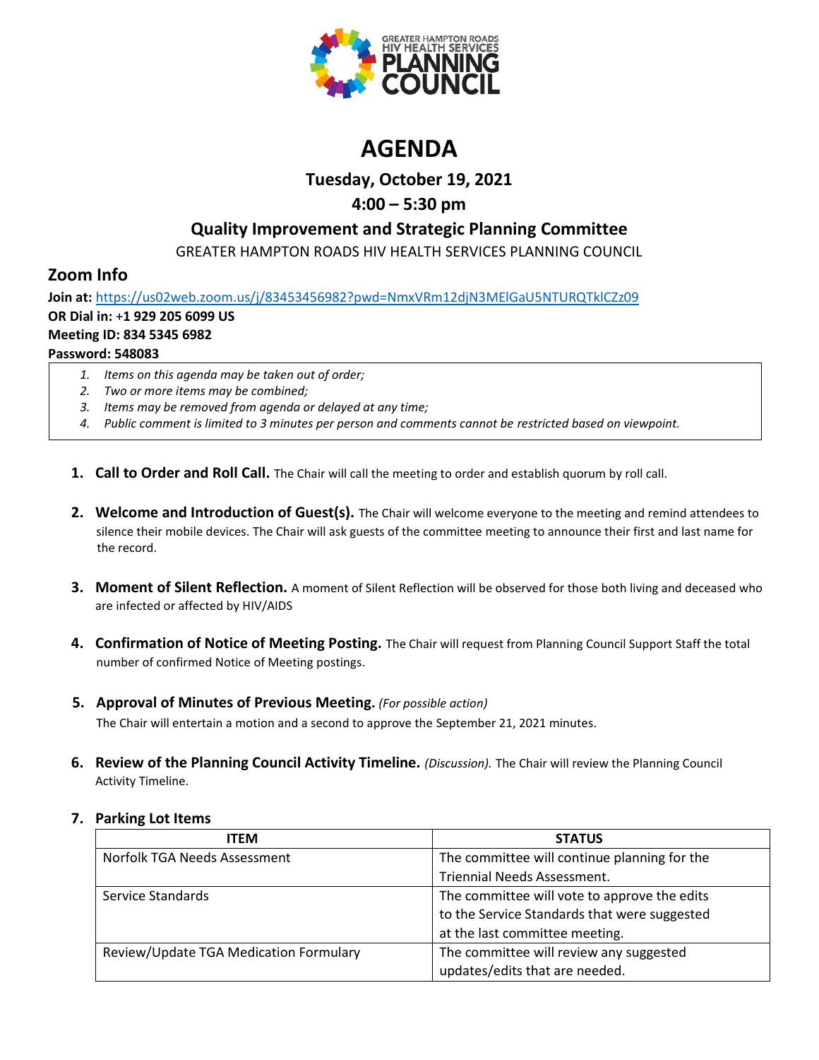GREATER HAMPTON ROADS HIV HEALTH SERVICES PLANNING COUNCIL

# AGENDA

## Tuesday, October 19, 2021

## 4:00 – 5:30 pm

## Quality Improvement and Strategic Planning Committee

GREATER HAMPTON ROADS HIV HEALTH SERVICES PLANNING COUNCIL

## Zoom Info

**Join at:** https://us02web.zoom.us/j/83453456982?pwd=NmxVRm12djN3MElGaU5NTURQTklCZz09
**OR Dial in: +1 929 205 6099 US**
**Meeting ID: 834 5345 6982**
**Password: 548083**

1. *Items on this agenda may be taken out of order;*
2. *Two or more items may be combined;*
3. *Items may be removed from agenda or delayed at any time;*
4. *Public comment is limited to 3 minutes per person and comments cannot be restricted based on viewpoint.*

1. **Call to Order and Roll Call.** The Chair will call the meeting to order and establish quorum by roll call.

2. **Welcome and Introduction of Guest(s).** The Chair will welcome everyone to the meeting and remind attendees to silence their mobile devices. The Chair will ask guests of the committee meeting to announce their first and last name for the record.

3. **Moment of Silent Reflection.** A moment of Silent Reflection will be observed for those both living and deceased who are infected or affected by HIV/AIDS

4. **Confirmation of Notice of Meeting Posting.** The Chair will request from Planning Council Support Staff the total number of confirmed Notice of Meeting postings.

5. **Approval of Minutes of Previous Meeting.** *(For possible action)*
   The Chair will entertain a motion and a second to approve the September 21, 2021 minutes.

6. **Review of the Planning Council Activity Timeline.** *(Discussion).* The Chair will review the Planning Council Activity Timeline.

7. **Parking Lot Items**

| ITEM | STATUS |
|---|---|
| Norfolk TGA Needs Assessment | The committee will continue planning for the Triennial Needs Assessment. |
| Service Standards | The committee will vote to approve the edits to the Service Standards that were suggested at the last committee meeting. |
| Review/Update TGA Medication Formulary | The committee will review any suggested updates/edits that are needed. |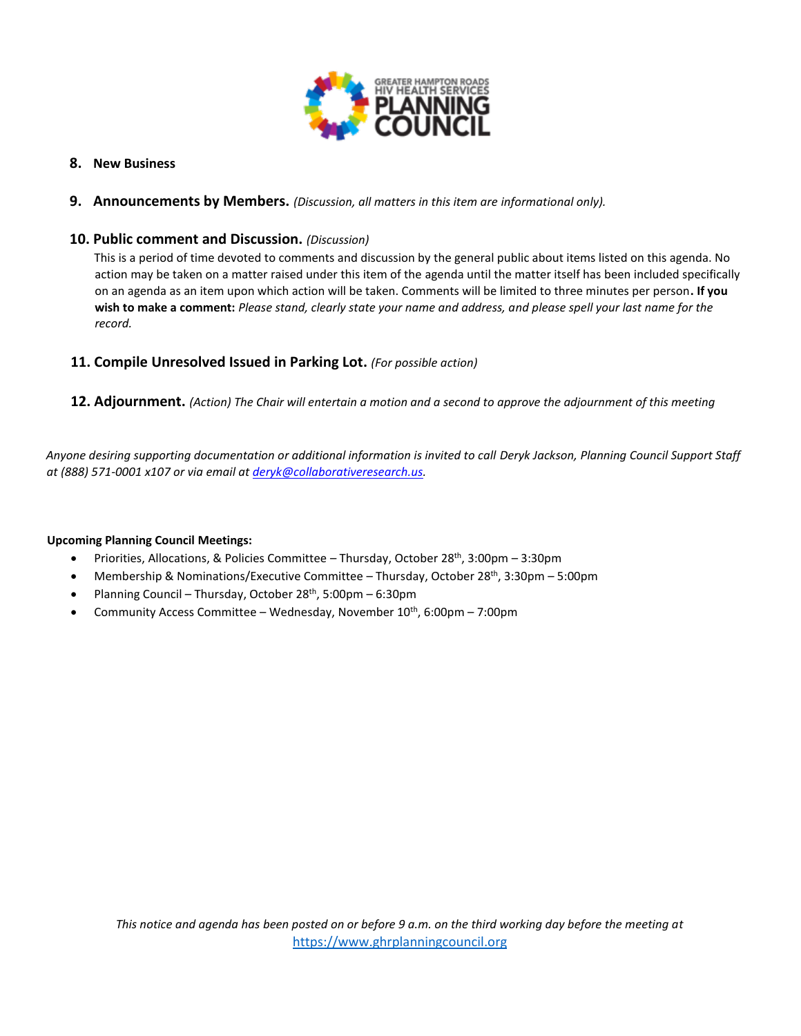8. **New Business**

9. **Announcements by Members.** *(Discussion, all matters in this item are informational only).*

10. **Public comment and Discussion.** *(Discussion)*
    This is a period of time devoted to comments and discussion by the general public about items listed on this agenda. No action may be taken on a matter raised under this item of the agenda until the matter itself has been included specifically on an agenda as an item upon which action will be taken. Comments will be limited to three minutes per person**. If you wish to make a comment:** *Please stand, clearly state your name and address, and please spell your last name for the record.*

11. **Compile Unresolved Issued in Parking Lot.** *(For possible action)*

12. **Adjournment.** *(Action) The Chair will entertain a motion and a second to approve the adjournment of this meeting*

*Anyone desiring supporting documentation or additional information is invited to call Deryk Jackson, Planning Council Support Staff at (888) 571-0001 x107 or via email at [deryk@collaborativeresearch.us](mailto:deryk@collaborativeresearch.us).*

**Upcoming Planning Council Meetings:**

- Priorities, Allocations, & Policies Committee – Thursday, October 28th, 3:00pm – 3:30pm
- Membership & Nominations/Executive Committee – Thursday, October 28th, 3:30pm – 5:00pm
- Planning Council – Thursday, October 28th, 5:00pm – 6:30pm
- Community Access Committee – Wednesday, November 10th, 6:00pm – 7:00pm

*This notice and agenda has been posted on or before 9 a.m. on the third working day before the meeting at* [https://www.ghrplanningcouncil.org](https://www.ghrplanningcouncil.org)